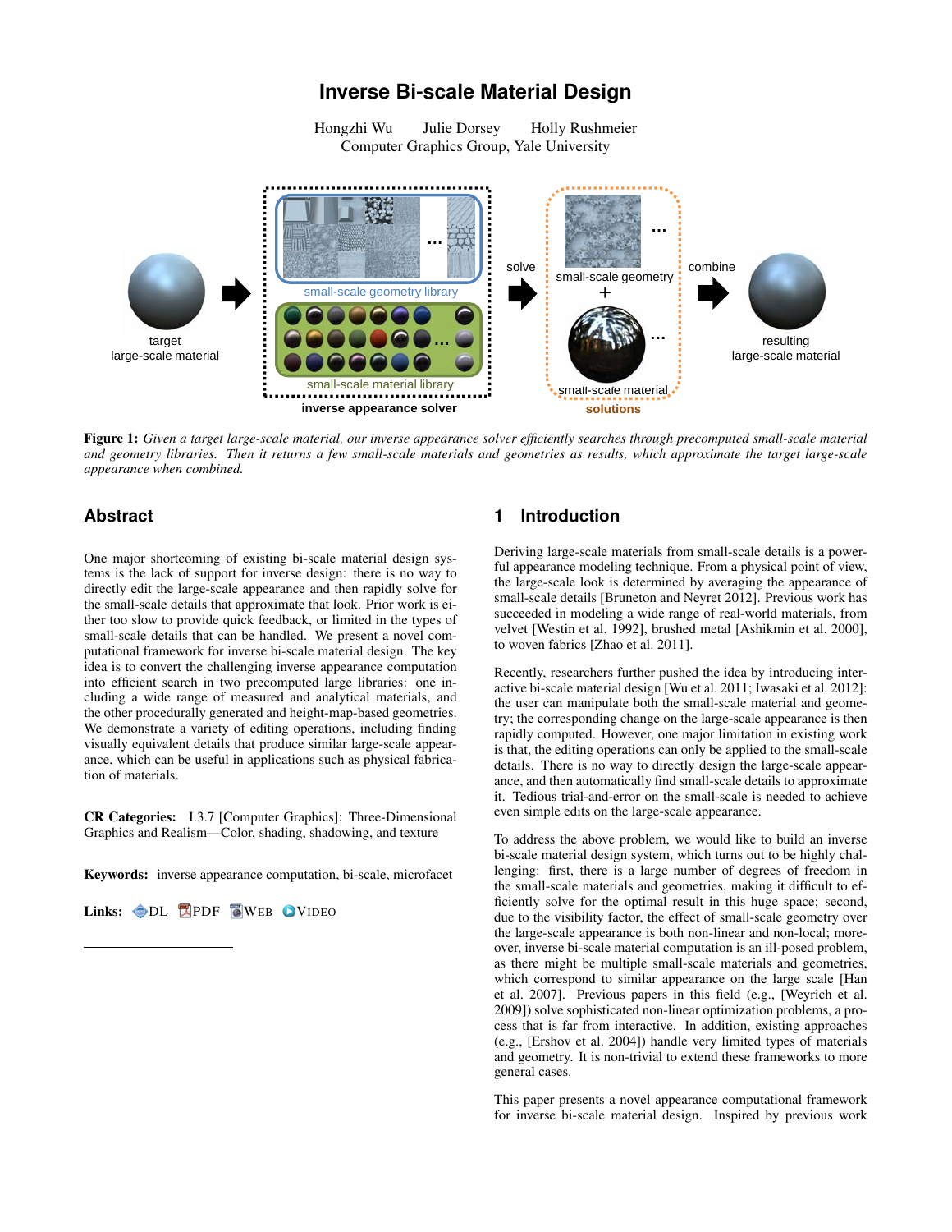# Inverse Bi-scale Material Design

Hongzhi Wu Julie Dorsey Holly Rushmeier
Computer Graphics Group, Yale University

**Figure 1:** *Given a target large-scale material, our inverse appearance solver efficiently searches through precomputed small-scale material and geometry libraries. Then it returns a few small-scale materials and geometries as results, which approximate the target large-scale appearance when combined.*

## Abstract

One major shortcoming of existing bi-scale material design systems is the lack of support for inverse design: there is no way to directly edit the large-scale appearance and then rapidly solve for the small-scale details that approximate that look. Prior work is either too slow to provide quick feedback, or limited in the types of small-scale details that can be handled. We present a novel computational framework for inverse bi-scale material design. The key idea is to convert the challenging inverse appearance computation into efficient search in two precomputed large libraries: one including a wide range of measured and analytical materials, and the other procedurally generated and height-map-based geometries. We demonstrate a variety of editing operations, including finding visually equivalent details that produce similar large-scale appearance, which can be useful in applications such as physical fabrication of materials.

**CR Categories:** I.3.7 [Computer Graphics]: Three-Dimensional Graphics and Realism—Color, shading, shadowing, and texture

**Keywords:** inverse appearance computation, bi-scale, microfacet

**Links:** DL PDF WEB VIDEO

## 1 Introduction

Deriving large-scale materials from small-scale details is a powerful appearance modeling technique. From a physical point of view, the large-scale look is determined by averaging the appearance of small-scale details [Bruneton and Neyret 2012]. Previous work has succeeded in modeling a wide range of real-world materials, from velvet [Westin et al. 1992], brushed metal [Ashikmin et al. 2000], to woven fabrics [Zhao et al. 2011].

Recently, researchers further pushed the idea by introducing interactive bi-scale material design [Wu et al. 2011; Iwasaki et al. 2012]: the user can manipulate both the small-scale material and geometry; the corresponding change on the large-scale appearance is then rapidly computed. However, one major limitation in existing work is that, the editing operations can only be applied to the small-scale details. There is no way to directly design the large-scale appearance, and then automatically find small-scale details to approximate it. Tedious trial-and-error on the small-scale is needed to achieve even simple edits on the large-scale appearance.

To address the above problem, we would like to build an inverse bi-scale material design system, which turns out to be highly challenging: first, there is a large number of degrees of freedom in the small-scale materials and geometries, making it difficult to efficiently solve for the optimal result in this huge space; second, due to the visibility factor, the effect of small-scale geometry over the large-scale appearance is both non-linear and non-local; moreover, inverse bi-scale material computation is an ill-posed problem, as there might be multiple small-scale materials and geometries, which correspond to similar appearance on the large scale [Han et al. 2007]. Previous papers in this field (e.g., [Weyrich et al. 2009]) solve sophisticated non-linear optimization problems, a process that is far from interactive. In addition, existing approaches (e.g., [Ershov et al. 2004]) handle very limited types of materials and geometry. It is non-trivial to extend these frameworks to more general cases.

This paper presents a novel appearance computational framework for inverse bi-scale material design. Inspired by previous work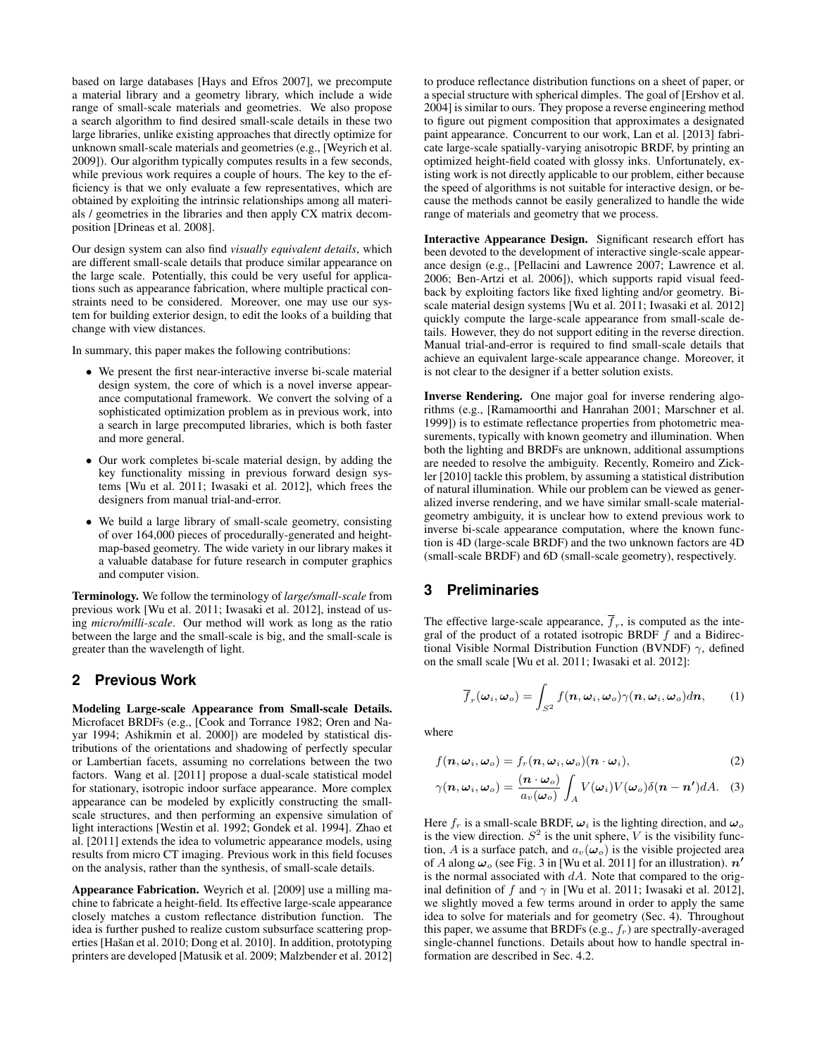based on large databases [Hays and Efros 2007], we precompute a material library and a geometry library, which include a wide range of small-scale materials and geometries. We also propose a search algorithm to find desired small-scale details in these two large libraries, unlike existing approaches that directly optimize for unknown small-scale materials and geometries (e.g., [Weyrich et al. 2009]). Our algorithm typically computes results in a few seconds, while previous work requires a couple of hours. The key to the efficiency is that we only evaluate a few representatives, which are obtained by exploiting the intrinsic relationships among all materials / geometries in the libraries and then apply CX matrix decomposition [Drineas et al. 2008].

Our design system can also find *visually equivalent details*, which are different small-scale details that produce similar appearance on the large scale. Potentially, this could be very useful for applications such as appearance fabrication, where multiple practical constraints need to be considered. Moreover, one may use our system for building exterior design, to edit the looks of a building that change with view distances.

In summary, this paper makes the following contributions:

- We present the first near-interactive inverse bi-scale material design system, the core of which is a novel inverse appearance computational framework. We convert the solving of a sophisticated optimization problem as in previous work, into a search in large precomputed libraries, which is both faster and more general.
- Our work completes bi-scale material design, by adding the key functionality missing in previous forward design systems [Wu et al. 2011; Iwasaki et al. 2012], which frees the designers from manual trial-and-error.
- We build a large library of small-scale geometry, consisting of over 164,000 pieces of procedurally-generated and height-map-based geometry. The wide variety in our library makes it a valuable database for future research in computer graphics and computer vision.

**Terminology.** We follow the terminology of *large/small-scale* from previous work [Wu et al. 2011; Iwasaki et al. 2012], instead of using *micro/milli-scale*. Our method will work as long as the ratio between the large and the small-scale is big, and the small-scale is greater than the wavelength of light.

## 2 Previous Work

**Modeling Large-scale Appearance from Small-scale Details.** Microfacet BRDFs (e.g., [Cook and Torrance 1982; Oren and Nayar 1994; Ashikmin et al. 2000]) are modeled by statistical distributions of the orientations and shadowing of perfectly specular or Lambertian facets, assuming no correlations between the two factors. Wang et al. [2011] propose a dual-scale statistical model for stationary, isotropic indoor surface appearance. More complex appearance can be modeled by explicitly constructing the small-scale structures, and then performing an expensive simulation of light interactions [Westin et al. 1992; Gondek et al. 1994]. Zhao et al. [2011] extends the idea to volumetric appearance models, using results from micro CT imaging. Previous work in this field focuses on the analysis, rather than the synthesis, of small-scale details.

**Appearance Fabrication.** Weyrich et al. [2009] use a milling machine to fabricate a height-field. Its effective large-scale appearance closely matches a custom reflectance distribution function. The idea is further pushed to realize custom subsurface scattering properties [Hašan et al. 2010; Dong et al. 2010]. In addition, prototyping printers are developed [Matusik et al. 2009; Malzbender et al. 2012] to produce reflectance distribution functions on a sheet of paper, or a special structure with spherical dimples. The goal of [Ershov et al. 2004] is similar to ours. They propose a reverse engineering method to figure out pigment composition that approximates a designated paint appearance. Concurrent to our work, Lan et al. [2013] fabricate large-scale spatially-varying anisotropic BRDF, by printing an optimized height-field coated with glossy inks. Unfortunately, existing work is not directly applicable to our problem, either because the speed of algorithms is not suitable for interactive design, or because the methods cannot be easily generalized to handle the wide range of materials and geometry that we process.

**Interactive Appearance Design.** Significant research effort has been devoted to the development of interactive single-scale appearance design (e.g., [Pellacini and Lawrence 2007; Lawrence et al. 2006; Ben-Artzi et al. 2006]), which supports rapid visual feedback by exploiting factors like fixed lighting and/or geometry. Bi-scale material design systems [Wu et al. 2011; Iwasaki et al. 2012] quickly compute the large-scale appearance from small-scale details. However, they do not support editing in the reverse direction. Manual trial-and-error is required to find small-scale details that achieve an equivalent large-scale appearance change. Moreover, it is not clear to the designer if a better solution exists.

**Inverse Rendering.** One major goal for inverse rendering algorithms (e.g., [Ramamoorthi and Hanrahan 2001; Marschner et al. 1999]) is to estimate reflectance properties from photometric measurements, typically with known geometry and illumination. When both the lighting and BRDFs are unknown, additional assumptions are needed to resolve the ambiguity. Recently, Romeiro and Zickler [2010] tackle this problem, by assuming a statistical distribution of natural illumination. While our problem can be viewed as generalized inverse rendering, and we have similar small-scale material-geometry ambiguity, it is unclear how to extend previous work to inverse bi-scale appearance computation, where the known function is 4D (large-scale BRDF) and the two unknown factors are 4D (small-scale BRDF) and 6D (small-scale geometry), respectively.

## 3 Preliminaries

The effective large-scale appearance, $\overline{f}_r$, is computed as the integral of the product of a rotated isotropic BRDF $f$ and a Bidirectional Visible Normal Distribution Function (BVNDF) $\gamma$, defined on the small scale [Wu et al. 2011; Iwasaki et al. 2012]:

$$\overline{f}_r(\boldsymbol{\omega}_i, \boldsymbol{\omega}_o) = \int_{S^2} f(\boldsymbol{n}, \boldsymbol{\omega}_i, \boldsymbol{\omega}_o)\gamma(\boldsymbol{n}, \boldsymbol{\omega}_i, \boldsymbol{\omega}_o) d\boldsymbol{n}, \qquad (1)$$

where

$$f(\boldsymbol{n}, \boldsymbol{\omega}_i, \boldsymbol{\omega}_o) = f_r(\boldsymbol{n}, \boldsymbol{\omega}_i, \boldsymbol{\omega}_o)(\boldsymbol{n} \cdot \boldsymbol{\omega}_i), \qquad (2)$$

$$\gamma(\boldsymbol{n}, \boldsymbol{\omega}_i, \boldsymbol{\omega}_o) = \frac{(\boldsymbol{n} \cdot \boldsymbol{\omega}_o)}{a_v(\boldsymbol{\omega}_o)} \int_A V(\boldsymbol{\omega}_i) V(\boldsymbol{\omega}_o) \delta(\boldsymbol{n} - \boldsymbol{n}') dA. \qquad (3)$$

Here $f_r$ is a small-scale BRDF, $\boldsymbol{\omega}_i$ is the lighting direction, and $\boldsymbol{\omega}_o$ is the view direction. $S^2$ is the unit sphere, $V$ is the visibility function, $A$ is a surface patch, and $a_v(\boldsymbol{\omega}_o)$ is the visible projected area of $A$ along $\boldsymbol{\omega}_o$ (see Fig. 3 in [Wu et al. 2011] for an illustration). $\boldsymbol{n}'$ is the normal associated with $dA$. Note that compared to the original definition of $f$ and $\gamma$ in [Wu et al. 2011; Iwasaki et al. 2012], we slightly moved a few terms around in order to apply the same idea to solve for materials and for geometry (Sec. 4). Throughout this paper, we assume that BRDFs (e.g., $f_r$) are spectrally-averaged single-channel functions. Details about how to handle spectral information are described in Sec. 4.2.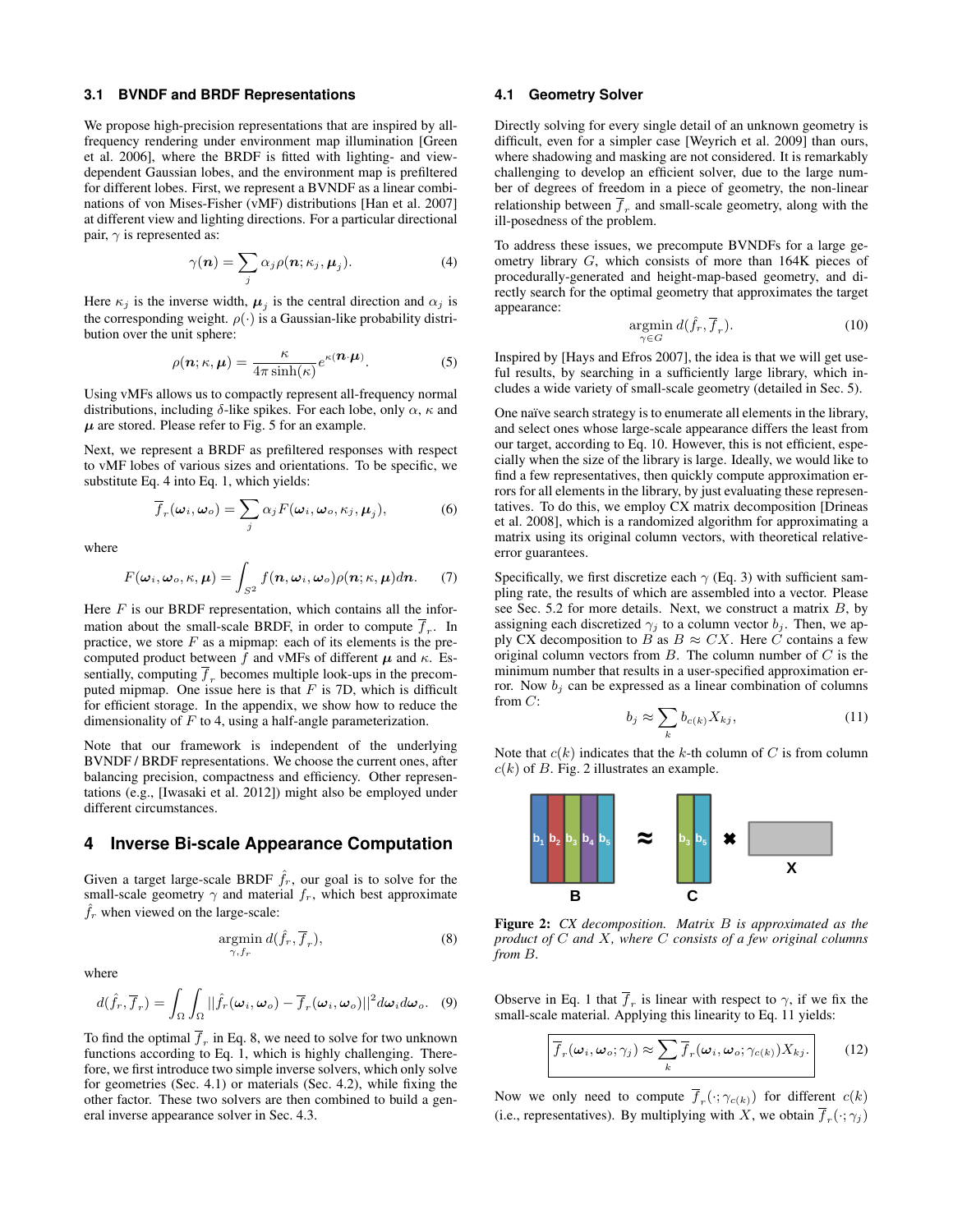### 3.1 BVNDF and BRDF Representations

We propose high-precision representations that are inspired by all-frequency rendering under environment map illumination [Green et al. 2006], where the BRDF is fitted with lighting- and view-dependent Gaussian lobes, and the environment map is prefiltered for different lobes. First, we represent a BVNDF as a linear combinations of von Mises-Fisher (vMF) distributions [Han et al. 2007] at different view and lighting directions. For a particular directional pair, $\gamma$ is represented as:

$$\gamma(\boldsymbol{n}) = \sum_j \alpha_j \rho(\boldsymbol{n}; \kappa_j, \boldsymbol{\mu}_j). \tag{4}$$

Here $\kappa_j$ is the inverse width, $\boldsymbol{\mu}_j$ is the central direction and $\alpha_j$ is the corresponding weight. $\rho(\cdot)$ is a Gaussian-like probability distribution over the unit sphere:

$$\rho(\boldsymbol{n}; \kappa, \boldsymbol{\mu}) = \frac{\kappa}{4\pi \sinh(\kappa)} e^{\kappa(\boldsymbol{n} \cdot \boldsymbol{\mu})}. \tag{5}$$

Using vMFs allows us to compactly represent all-frequency normal distributions, including $\delta$-like spikes. For each lobe, only $\alpha$, $\kappa$ and $\boldsymbol{\mu}$ are stored. Please refer to Fig. 5 for an example.

Next, we represent a BRDF as prefiltered responses with respect to vMF lobes of various sizes and orientations. To be specific, we substitute Eq. 4 into Eq. 1, which yields:

$$\overline{f}_r(\boldsymbol{\omega}_i, \boldsymbol{\omega}_o) = \sum_j \alpha_j F(\boldsymbol{\omega}_i, \boldsymbol{\omega}_o, \kappa_j, \boldsymbol{\mu}_j), \tag{6}$$

where

$$F(\boldsymbol{\omega}_i, \boldsymbol{\omega}_o, \kappa, \boldsymbol{\mu}) = \int_{S^2} f(\boldsymbol{n}, \boldsymbol{\omega}_i, \boldsymbol{\omega}_o) \rho(\boldsymbol{n}; \kappa, \boldsymbol{\mu}) d\boldsymbol{n}. \tag{7}$$

Here $F$ is our BRDF representation, which contains all the information about the small-scale BRDF, in order to compute $\overline{f}_r$. In practice, we store $F$ as a mipmap: each of its elements is the precomputed product between $f$ and vMFs of different $\boldsymbol{\mu}$ and $\kappa$. Essentially, computing $\overline{f}_r$ becomes multiple look-ups in the precomputed mipmap. One issue here is that $F$ is 7D, which is difficult for efficient storage. In the appendix, we show how to reduce the dimensionality of $F$ to 4, using a half-angle parameterization.

Note that our framework is independent of the underlying BVNDF / BRDF representations. We choose the current ones, after balancing precision, compactness and efficiency. Other representations (e.g., [Iwasaki et al. 2012]) might also be employed under different circumstances.

## 4 Inverse Bi-scale Appearance Computation

Given a target large-scale BRDF $\hat{f}_r$, our goal is to solve for the small-scale geometry $\gamma$ and material $f_r$, which best approximate $\hat{f}_r$ when viewed on the large-scale:

$$\underset{\gamma, f_r}{\operatorname{argmin}}\, d(\hat{f}_r, \overline{f}_r), \tag{8}$$

where

$$d(\hat{f}_r, \overline{f}_r) = \int_\Omega \int_\Omega ||\hat{f}_r(\boldsymbol{\omega}_i, \boldsymbol{\omega}_o) - \overline{f}_r(\boldsymbol{\omega}_i, \boldsymbol{\omega}_o)||^2 d\boldsymbol{\omega}_i d\boldsymbol{\omega}_o. \tag{9}$$

To find the optimal $\overline{f}_r$ in Eq. 8, we need to solve for two unknown functions according to Eq. 1, which is highly challenging. Therefore, we first introduce two simple inverse solvers, which only solve for geometries (Sec. 4.1) or materials (Sec. 4.2), while fixing the other factor. These two solvers are then combined to build a general inverse appearance solver in Sec. 4.3.

### 4.1 Geometry Solver

Directly solving for every single detail of an unknown geometry is difficult, even for a simpler case [Weyrich et al. 2009] than ours, where shadowing and masking are not considered. It is remarkably challenging to develop an efficient solver, due to the large number of degrees of freedom in a piece of geometry, the non-linear relationship between $\overline{f}_r$ and small-scale geometry, along with the ill-posedness of the problem.

To address these issues, we precompute BVNDFs for a large geometry library $G$, which consists of more than 164K pieces of procedurally-generated and height-map-based geometry, and directly search for the optimal geometry that approximates the target appearance:

$$\underset{\gamma \in G}{\operatorname{argmin}}\, d(\hat{f}_r, \overline{f}_r). \tag{10}$$

Inspired by [Hays and Efros 2007], the idea is that we will get useful results, by searching in a sufficiently large library, which includes a wide variety of small-scale geometry (detailed in Sec. 5).

One naïve search strategy is to enumerate all elements in the library, and select ones whose large-scale appearance differs the least from our target, according to Eq. 10. However, this is not efficient, especially when the size of the library is large. Ideally, we would like to find a few representatives, then quickly compute approximation errors for all elements in the library, by just evaluating these representatives. To do this, we employ CX matrix decomposition [Drineas et al. 2008], which is a randomized algorithm for approximating a matrix using its original column vectors, with theoretical relative-error guarantees.

Specifically, we first discretize each $\gamma$ (Eq. 3) with sufficient sampling rate, the results of which are assembled into a vector. Please see Sec. 5.2 for more details. Next, we construct a matrix $B$, by assigning each discretized $\gamma_j$ to a column vector $b_j$. Then, we apply CX decomposition to $B$ as $B \approx CX$. Here $C$ contains a few original column vectors from $B$. The column number of $C$ is the minimum number that results in a user-specified approximation error. Now $b_j$ can be expressed as a linear combination of columns from $C$:

$$b_j \approx \sum_k b_{c(k)} X_{kj}, \tag{11}$$

Note that $c(k)$ indicates that the $k$-th column of $C$ is from column $c(k)$ of $B$. Fig. 2 illustrates an example.

**Figure 2:** *CX decomposition. Matrix $B$ is approximated as the product of $C$ and $X$, where $C$ consists of a few original columns from $B$.*

Observe in Eq. 1 that $\overline{f}_r$ is linear with respect to $\gamma$, if we fix the small-scale material. Applying this linearity to Eq. 11 yields:

$$\boxed{\overline{f}_r(\boldsymbol{\omega}_i, \boldsymbol{\omega}_o; \gamma_j) \approx \sum_k \overline{f}_r(\boldsymbol{\omega}_i, \boldsymbol{\omega}_o; \gamma_{c(k)}) X_{kj}.} \tag{12}$$

Now we only need to compute $\overline{f}_r(\cdot; \gamma_{c(k)})$ for different $c(k)$ (i.e., representatives). By multiplying with $X$, we obtain $\overline{f}_r(\cdot; \gamma_j)$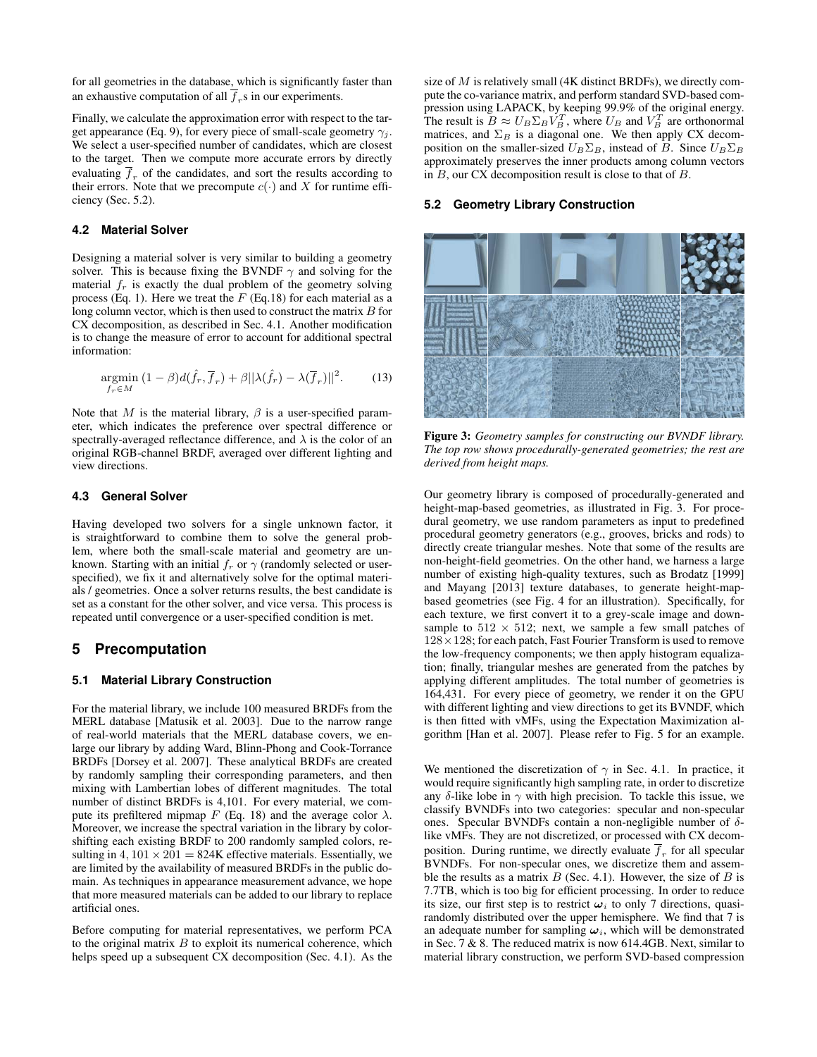for all geometries in the database, which is significantly faster than an exhaustive computation of all $\overline{f}_r$s in our experiments.

Finally, we calculate the approximation error with respect to the target appearance (Eq. 9), for every piece of small-scale geometry $\gamma_j$. We select a user-specified number of candidates, which are closest to the target. Then we compute more accurate errors by directly evaluating $\overline{f}_r$ of the candidates, and sort the results according to their errors. Note that we precompute $c(\cdot)$ and $X$ for runtime efficiency (Sec. 5.2).

### 4.2 Material Solver

Designing a material solver is very similar to building a geometry solver. This is because fixing the BVNDF $\gamma$ and solving for the material $f_r$ is exactly the dual problem of the geometry solving process (Eq. 1). Here we treat the $F$ (Eq.18) for each material as a long column vector, which is then used to construct the matrix $B$ for CX decomposition, as described in Sec. 4.1. Another modification is to change the measure of error to account for additional spectral information:

$$\underset{f_r \in M}{\operatorname{argmin}} \; (1-\beta) d(\hat{f}_r, \overline{f}_r) + \beta ||\lambda(\hat{f}_r) - \lambda(\overline{f}_r)||^2. \tag{13}$$

Note that $M$ is the material library, $\beta$ is a user-specified parameter, which indicates the preference over spectral difference or spectrally-averaged reflectance difference, and $\lambda$ is the color of an original RGB-channel BRDF, averaged over different lighting and view directions.

### 4.3 General Solver

Having developed two solvers for a single unknown factor, it is straightforward to combine them to solve the general problem, where both the small-scale material and geometry are unknown. Starting with an initial $f_r$ or $\gamma$ (randomly selected or user-specified), we fix it and alternatively solve for the optimal materials / geometries. Once a solver returns results, the best candidate is set as a constant for the other solver, and vice versa. This process is repeated until convergence or a user-specified condition is met.

## 5 Precomputation

### 5.1 Material Library Construction

For the material library, we include 100 measured BRDFs from the MERL database [Matusik et al. 2003]. Due to the narrow range of real-world materials that the MERL database covers, we enlarge our library by adding Ward, Blinn-Phong and Cook-Torrance BRDFs [Dorsey et al. 2007]. These analytical BRDFs are created by randomly sampling their corresponding parameters, and then mixing with Lambertian lobes of different magnitudes. The total number of distinct BRDFs is 4,101. For every material, we compute its prefiltered mipmap $F$ (Eq. 18) and the average color $\lambda$. Moreover, we increase the spectral variation in the library by color-shifting each existing BRDF to 200 randomly sampled colors, resulting in $4,101 \times 201 = 824$K effective materials. Essentially, we are limited by the availability of measured BRDFs in the public domain. As techniques in appearance measurement advance, we hope that more measured materials can be added to our library to replace artificial ones.

Before computing for material representatives, we perform PCA to the original matrix $B$ to exploit its numerical coherence, which helps speed up a subsequent CX decomposition (Sec. 4.1). As the size of $M$ is relatively small (4K distinct BRDFs), we directly compute the co-variance matrix, and perform standard SVD-based compression using LAPACK, by keeping 99.9% of the original energy. The result is $B \approx U_B \Sigma_B V_B^T$, where $U_B$ and $V_B^T$ are orthonormal matrices, and $\Sigma_B$ is a diagonal one. We then apply CX decomposition on the smaller-sized $U_B \Sigma_B$, instead of $B$. Since $U_B \Sigma_B$ approximately preserves the inner products among column vectors in $B$, our CX decomposition result is close to that of $B$.

### 5.2 Geometry Library Construction

**Figure 3:** *Geometry samples for constructing our BVNDF library. The top row shows procedurally-generated geometries; the rest are derived from height maps.*

Our geometry library is composed of procedurally-generated and height-map-based geometries, as illustrated in Fig. 3. For procedural geometry, we use random parameters as input to predefined procedural geometry generators (e.g., grooves, bricks and rods) to directly create triangular meshes. Note that some of the results are non-height-field geometries. On the other hand, we harness a large number of existing high-quality textures, such as Brodatz [1999] and Mayang [2013] texture databases, to generate height-map-based geometries (see Fig. 4 for an illustration). Specifically, for each texture, we first convert it to a grey-scale image and downsample to $512 \times 512$; next, we sample a few small patches of $128 \times 128$; for each patch, Fast Fourier Transform is used to remove the low-frequency components; we then apply histogram equalization; finally, triangular meshes are generated from the patches by applying different amplitudes. The total number of geometries is 164,431. For every piece of geometry, we render it on the GPU with different lighting and view directions to get its BVNDF, which is then fitted with vMFs, using the Expectation Maximization algorithm [Han et al. 2007]. Please refer to Fig. 5 for an example.

We mentioned the discretization of $\gamma$ in Sec. 4.1. In practice, it would require significantly high sampling rate, in order to discretize any $\delta$-like lobe in $\gamma$ with high precision. To tackle this issue, we classify BVNDFs into two categories: specular and non-specular ones. Specular BVNDFs contain a non-negligible number of $\delta$-like vMFs. They are not discretized, or processed with CX decomposition. During runtime, we directly evaluate $\overline{f}_r$ for all specular BVNDFs. For non-specular ones, we discretize them and assemble the results as a matrix $B$ (Sec. 4.1). However, the size of $B$ is 7.7TB, which is too big for efficient processing. In order to reduce its size, our first step is to restrict $\boldsymbol{\omega}_i$ to only 7 directions, quasi-randomly distributed over the upper hemisphere. We find that 7 is an adequate number for sampling $\boldsymbol{\omega}_i$, which will be demonstrated in Sec. 7 & 8. The reduced matrix is now 614.4GB. Next, similar to material library construction, we perform SVD-based compression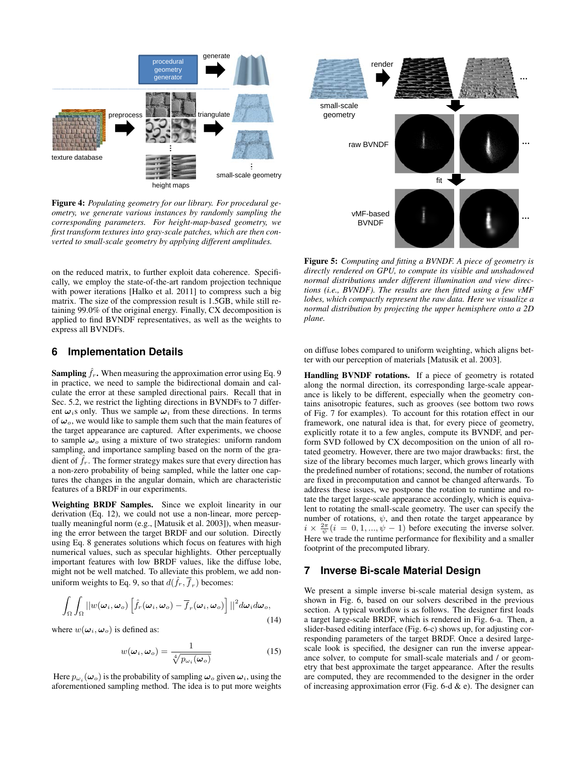**Figure 4:** *Populating geometry for our library. For procedural geometry, we generate various instances by randomly sampling the corresponding parameters. For height-map-based geometry, we first transform textures into gray-scale patches, which are then converted to small-scale geometry by applying different amplitudes.*

**Figure 5:** *Computing and fitting a BVNDF. A piece of geometry is directly rendered on GPU, to compute its visible and unshadowed normal distributions under different illumination and view directions (i.e., BVNDF). The results are then fitted using a few vMF lobes, which compactly represent the raw data. Here we visualize a normal distribution by projecting the upper hemisphere onto a 2D plane.*

on the reduced matrix, to further exploit data coherence. Specifically, we employ the state-of-the-art random projection technique with power iterations [Halko et al. 2011] to compress such a big matrix. The size of the compression result is 1.5GB, while still retaining 99.0% of the original energy. Finally, CX decomposition is applied to find BVNDF representatives, as well as the weights to express all BVNDFs.

## 6 Implementation Details

**Sampling $\hat{f}_r$.** When measuring the approximation error using Eq. 9 in practice, we need to sample the bidirectional domain and calculate the error at these sampled directional pairs. Recall that in Sec. 5.2, we restrict the lighting directions in BVNDFs to 7 different $\boldsymbol{\omega}_i$s only. Thus we sample $\boldsymbol{\omega}_i$ from these directions. In terms of $\boldsymbol{\omega}_o$, we would like to sample them such that the main features of the target appearance are captured. After experiments, we choose to sample $\boldsymbol{\omega}_o$ using a mixture of two strategies: uniform random sampling, and importance sampling based on the norm of the gradient of $\hat{f}_r$. The former strategy makes sure that every direction has a non-zero probability of being sampled, while the latter one captures the changes in the angular domain, which are characteristic features of a BRDF in our experiments.

**Weighting BRDF Samples.** Since we exploit linearity in our derivation (Eq. 12), we could not use a non-linear, more perceptually meaningful norm (e.g., [Matusik et al. 2003]), when measuring the error between the target BRDF and our solution. Directly using Eq. 8 generates solutions which focus on features with high numerical values, such as specular highlights. Other perceptually important features with low BRDF values, like the diffuse lobe, might not be well matched. To alleviate this problem, we add non-uniform weights to Eq. 9, so that $d(\hat{f}_r, \overline{f}_r)$ becomes:

$$\int_{\Omega}\int_{\Omega} ||w(\boldsymbol{\omega}_i, \boldsymbol{\omega}_o)\left[\hat{f}_r(\boldsymbol{\omega}_i, \boldsymbol{\omega}_o) - \overline{f}_r(\boldsymbol{\omega}_i, \boldsymbol{\omega}_o)\right]||^2 d\boldsymbol{\omega}_i d\boldsymbol{\omega}_o, \tag{14}$$

where $w(\boldsymbol{\omega}_i, \boldsymbol{\omega}_o)$ is defined as:

$$w(\boldsymbol{\omega}_i, \boldsymbol{\omega}_o) = \frac{1}{\sqrt[4]{p_{\boldsymbol{\omega}_i}(\boldsymbol{\omega}_o)}} \tag{15}$$

Here $p_{\boldsymbol{\omega}_i}(\boldsymbol{\omega}_o)$ is the probability of sampling $\boldsymbol{\omega}_o$ given $\boldsymbol{\omega}_i$, using the aforementioned sampling method. The idea is to put more weights on diffuse lobes compared to uniform weighting, which aligns better with our perception of materials [Matusik et al. 2003].

**Handling BVNDF rotations.** If a piece of geometry is rotated along the normal direction, its corresponding large-scale appearance is likely to be different, especially when the geometry contains anisotropic features, such as grooves (see bottom two rows of Fig. 7 for examples). To account for this rotation effect in our framework, one natural idea is that, for every piece of geometry, explicitly rotate it to a few angles, compute its BVNDF, and perform SVD followed by CX decomposition on the union of all rotated geometry. However, there are two major drawbacks: first, the size of the library becomes much larger, which grows linearly with the predefined number of rotations; second, the number of rotations are fixed in precomputation and cannot be changed afterwards. To address these issues, we postpone the rotation to runtime and rotate the target large-scale appearance accordingly, which is equivalent to rotating the small-scale geometry. The user can specify the number of rotations, $\psi$, and then rotate the target appearance by $i \times \frac{2\pi}{\psi} (i = 0, 1, ..., \psi - 1)$ before executing the inverse solver. Here we trade the runtime performance for flexibility and a smaller footprint of the precomputed library.

## 7 Inverse Bi-scale Material Design

We present a simple inverse bi-scale material design system, as shown in Fig. 6, based on our solvers described in the previous section. A typical workflow is as follows. The designer first loads a target large-scale BRDF, which is rendered in Fig. 6-a. Then, a slider-based editing interface (Fig. 6-c) shows up, for adjusting corresponding parameters of the target BRDF. Once a desired large-scale look is specified, the designer can run the inverse appearance solver, to compute for small-scale materials and / or geometry that best approximate the target appearance. After the results are computed, they are recommended to the designer in the order of increasing approximation error (Fig. 6-d & e). The designer can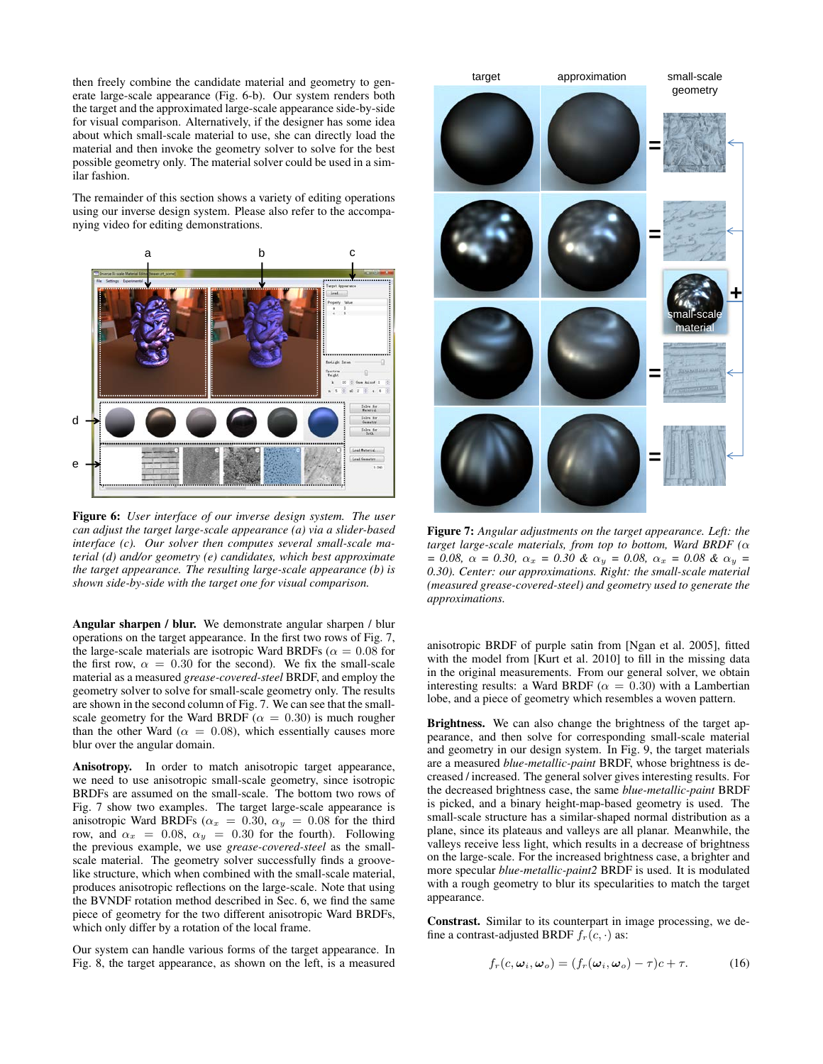then freely combine the candidate material and geometry to generate large-scale appearance (Fig. 6-b). Our system renders both the target and the approximated large-scale appearance side-by-side for visual comparison. Alternatively, if the designer has some idea about which small-scale material to use, she can directly load the material and then invoke the geometry solver to solve for the best possible geometry only. The material solver could be used in a similar fashion.

The remainder of this section shows a variety of editing operations using our inverse design system. Please also refer to the accompanying video for editing demonstrations.

**Figure 6:** *User interface of our inverse design system. The user can adjust the target large-scale appearance (a) via a slider-based interface (c). Our solver then computes several small-scale material (d) and/or geometry (e) candidates, which best approximate the target appearance. The resulting large-scale appearance (b) is shown side-by-side with the target one for visual comparison.*

**Angular sharpen / blur.** We demonstrate angular sharpen / blur operations on the target appearance. In the first two rows of Fig. 7, the large-scale materials are isotropic Ward BRDFs ($\alpha = 0.08$ for the first row, $\alpha = 0.30$ for the second). We fix the small-scale material as a measured *grease-covered-steel* BRDF, and employ the geometry solver to solve for small-scale geometry only. The results are shown in the second column of Fig. 7. We can see that the small-scale geometry for the Ward BRDF ($\alpha = 0.30$) is much rougher than the other Ward ($\alpha = 0.08$), which essentially causes more blur over the angular domain.

**Anisotropy.** In order to match anisotropic target appearance, we need to use anisotropic small-scale geometry, since isotropic BRDFs are assumed on the small-scale. The bottom two rows of Fig. 7 show two examples. The target large-scale appearance is anisotropic Ward BRDFs ($\alpha_x = 0.30$, $\alpha_y = 0.08$ for the third row, and $\alpha_x = 0.08$, $\alpha_y = 0.30$ for the fourth). Following the previous example, we use *grease-covered-steel* as the small-scale material. The geometry solver successfully finds a groove-like structure, which when combined with the small-scale material, produces anisotropic reflections on the large-scale. Note that using the BVNDF rotation method described in Sec. 6, we find the same piece of geometry for the two different anisotropic Ward BRDFs, which only differ by a rotation of the local frame.

Our system can handle various forms of the target appearance. In Fig. 8, the target appearance, as shown on the left, is a measured anisotropic BRDF of purple satin from [Ngan et al. 2005], fitted with the model from [Kurt et al. 2010] to fill in the missing data in the original measurements. From our general solver, we obtain interesting results: a Ward BRDF ($\alpha = 0.30$) with a Lambertian lobe, and a piece of geometry which resembles a woven pattern.

**Figure 7:** *Angular adjustments on the target appearance. Left: the target large-scale materials, from top to bottom, Ward BRDF ($\alpha = 0.08$, $\alpha = 0.30$, $\alpha_x = 0.30$ & $\alpha_y = 0.08$, $\alpha_x = 0.08$ & $\alpha_y = 0.30$). Center: our approximations. Right: the small-scale material (measured grease-covered-steel) and geometry used to generate the approximations.*

**Brightness.** We can also change the brightness of the target appearance, and then solve for corresponding small-scale material and geometry in our design system. In Fig. 9, the target materials are a measured *blue-metallic-paint* BRDF, whose brightness is decreased / increased. The general solver gives interesting results. For the decreased brightness case, the same *blue-metallic-paint* BRDF is picked, and a binary height-map-based geometry is used. The small-scale structure has a similar-shaped normal distribution as a plane, since its plateaus and valleys are all planar. Meanwhile, the valleys receive less light, which results in a decrease of brightness on the large-scale. For the increased brightness case, a brighter and more specular *blue-metallic-paint2* BRDF is used. It is modulated with a rough geometry to blur its specularities to match the target appearance.

**Contrast.** Similar to its counterpart in image processing, we define a contrast-adjusted BRDF $f_r(c, \cdot)$ as:

$$f_r(c, \boldsymbol{\omega}_i, \boldsymbol{\omega}_o) = (f_r(\boldsymbol{\omega}_i, \boldsymbol{\omega}_o) - \tau)c + \tau. \tag{16}$$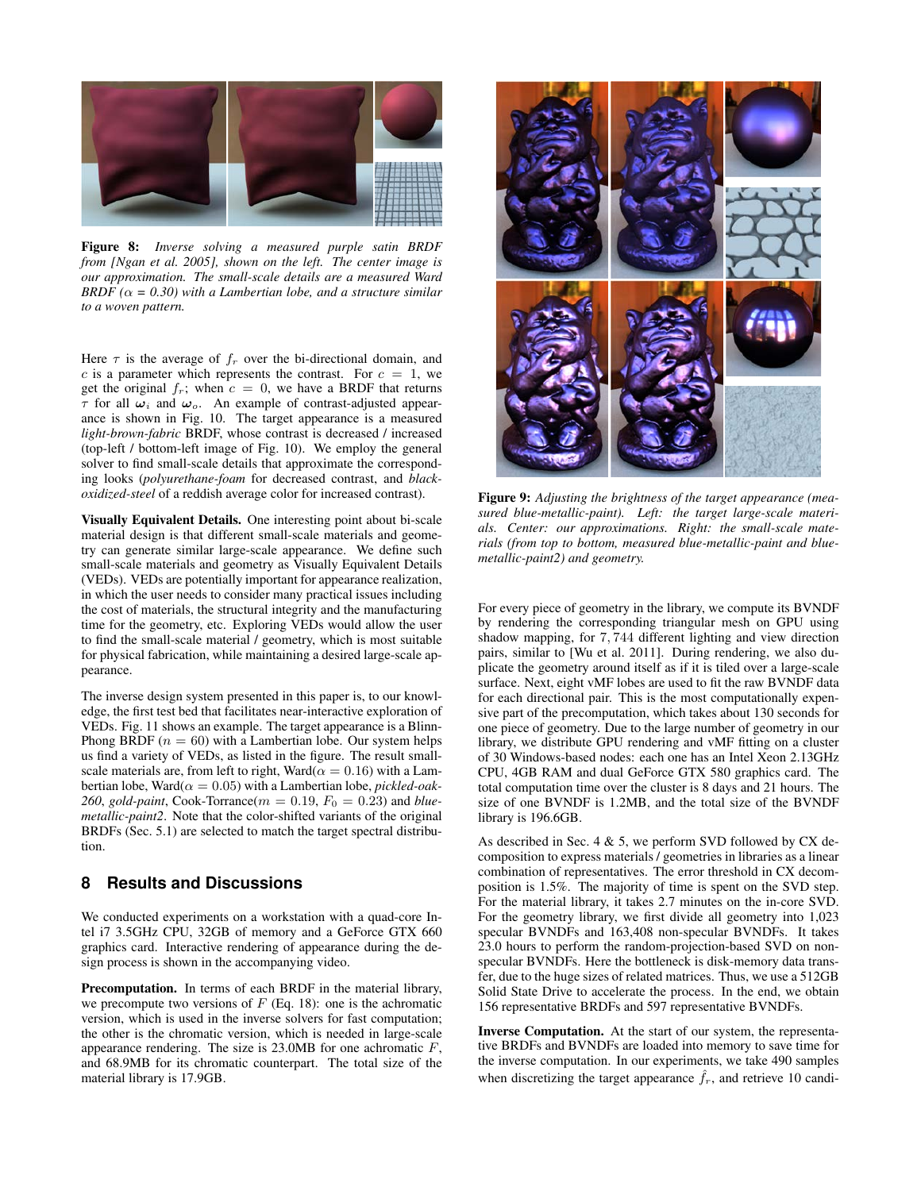**Figure 8:** *Inverse solving a measured purple satin BRDF from [Ngan et al. 2005], shown on the left. The center image is our approximation. The small-scale details are a measured Ward BRDF ($\alpha$ = 0.30) with a Lambertian lobe, and a structure similar to a woven pattern.*

Here $\tau$ is the average of $f_r$ over the bi-directional domain, and $c$ is a parameter which represents the contrast. For $c = 1$, we get the original $f_r$; when $c = 0$, we have a BRDF that returns $\tau$ for all $\boldsymbol{\omega}_i$ and $\boldsymbol{\omega}_o$. An example of contrast-adjusted appearance is shown in Fig. 10. The target appearance is a measured *light-brown-fabric* BRDF, whose contrast is decreased / increased (top-left / bottom-left image of Fig. 10). We employ the general solver to find small-scale details that approximate the corresponding looks (*polyurethane-foam* for decreased contrast, and *black-oxidized-steel* of a reddish average color for increased contrast).

**Visually Equivalent Details.** One interesting point about bi-scale material design is that different small-scale materials and geometry can generate similar large-scale appearance. We define such small-scale materials and geometry as Visually Equivalent Details (VEDs). VEDs are potentially important for appearance realization, in which the user needs to consider many practical issues including the cost of materials, the structural integrity and the manufacturing time for the geometry, etc. Exploring VEDs would allow the user to find the small-scale material / geometry, which is most suitable for physical fabrication, while maintaining a desired large-scale appearance.

The inverse design system presented in this paper is, to our knowledge, the first test bed that facilitates near-interactive exploration of VEDs. Fig. 11 shows an example. The target appearance is a Blinn-Phong BRDF ($n = 60$) with a Lambertian lobe. Our system helps us find a variety of VEDs, as listed in the figure. The result small-scale materials are, from left to right, Ward($\alpha = 0.16$) with a Lambertian lobe, Ward($\alpha = 0.05$) with a Lambertian lobe, *pickled-oak-260*, *gold-paint*, Cook-Torrance($m = 0.19$, $F_0 = 0.23$) and *blue-metallic-paint2*. Note that the color-shifted variants of the original BRDFs (Sec. 5.1) are selected to match the target spectral distribution.

## 8 Results and Discussions

We conducted experiments on a workstation with a quad-core Intel i7 3.5GHz CPU, 32GB of memory and a GeForce GTX 660 graphics card. Interactive rendering of appearance during the design process is shown in the accompanying video.

**Precomputation.** In terms of each BRDF in the material library, we precompute two versions of $F$ (Eq. 18): one is the achromatic version, which is used in the inverse solvers for fast computation; the other is the chromatic version, which is needed in large-scale appearance rendering. The size is 23.0MB for one achromatic $F$, and 68.9MB for its chromatic counterpart. The total size of the material library is 17.9GB.

**Figure 9:** *Adjusting the brightness of the target appearance (measured blue-metallic-paint). Left: the target large-scale materials. Center: our approximations. Right: the small-scale materials (from top to bottom, measured blue-metallic-paint and blue-metallic-paint2) and geometry.*

For every piece of geometry in the library, we compute its BVNDF by rendering the corresponding triangular mesh on GPU using shadow mapping, for $7,744$ different lighting and view direction pairs, similar to [Wu et al. 2011]. During rendering, we also duplicate the geometry around itself as if it is tiled over a large-scale surface. Next, eight vMF lobes are used to fit the raw BVNDF data for each directional pair. This is the most computationally expensive part of the precomputation, which takes about 130 seconds for one piece of geometry. Due to the large number of geometry in our library, we distribute GPU rendering and vMF fitting on a cluster of 30 Windows-based nodes: each one has an Intel Xeon 2.13GHz CPU, 4GB RAM and dual GeForce GTX 580 graphics card. The total computation time over the cluster is 8 days and 21 hours. The size of one BVNDF is 1.2MB, and the total size of the BVNDF library is 196.6GB.

As described in Sec. 4 & 5, we perform SVD followed by CX decomposition to express materials / geometries in libraries as a linear combination of representatives. The error threshold in CX decomposition is 1.5%. The majority of time is spent on the SVD step. For the material library, it takes 2.7 minutes on the in-core SVD. For the geometry library, we first divide all geometry into 1,023 specular BVNDFs and 163,408 non-specular BVNDFs. It takes 23.0 hours to perform the random-projection-based SVD on non-specular BVNDFs. Here the bottleneck is disk-memory data transfer, due to the huge sizes of related matrices. Thus, we use a 512GB Solid State Drive to accelerate the process. In the end, we obtain 156 representative BRDFs and 597 representative BVNDFs.

**Inverse Computation.** At the start of our system, the representative BRDFs and BVNDFs are loaded into memory to save time for the inverse computation. In our experiments, we take 490 samples when discretizing the target appearance $\hat{f}_r$, and retrieve 10 candi-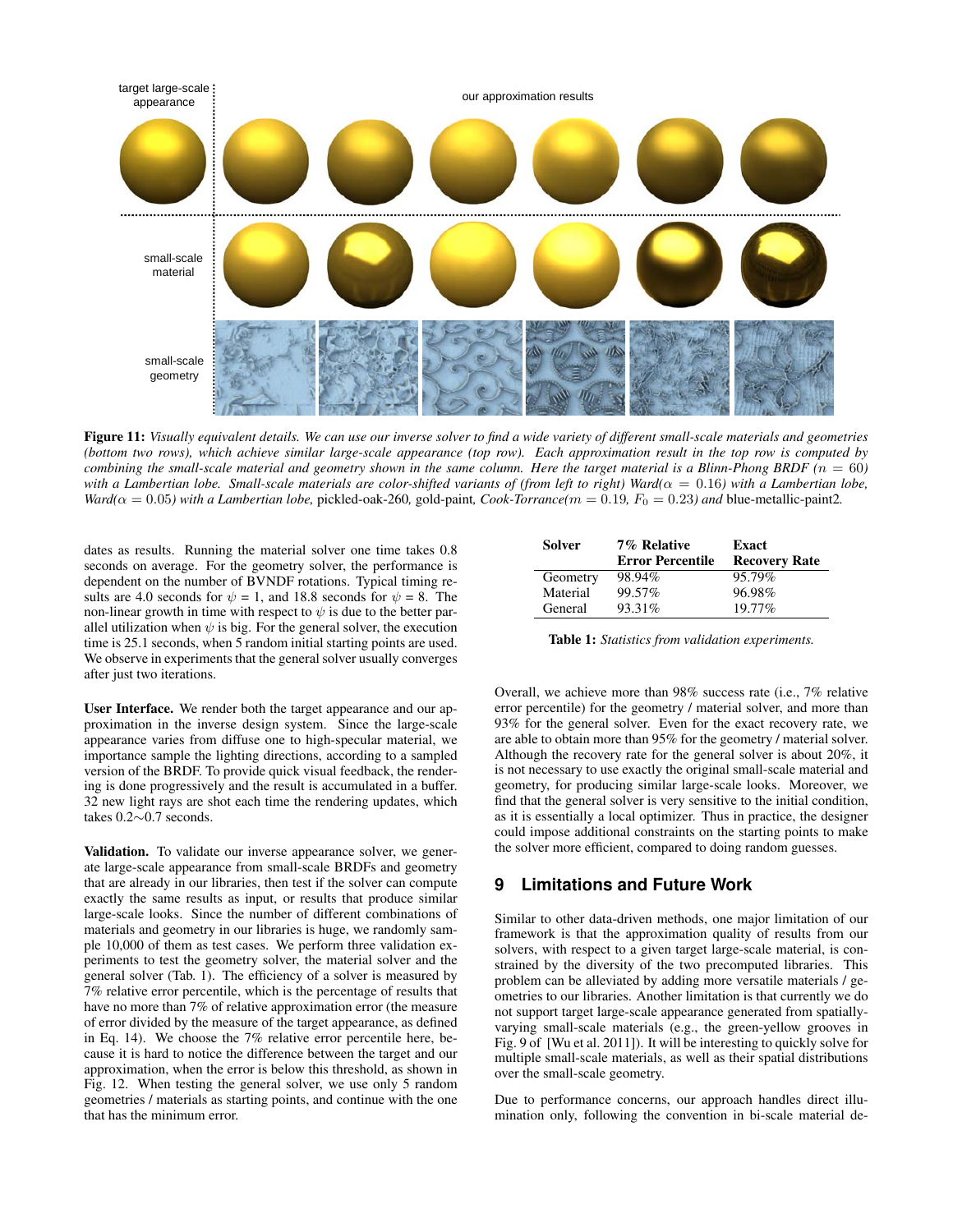target large-scale appearance

our approximation results

small-scale material

small-scale geometry

**Figure 11:** *Visually equivalent details. We can use our inverse solver to find a wide variety of different small-scale materials and geometries (bottom two rows), which achieve similar large-scale appearance (top row). Each approximation result in the top row is computed by combining the small-scale material and geometry shown in the same column. Here the target material is a Blinn-Phong BRDF ($n = 60$) with a Lambertian lobe. Small-scale materials are color-shifted variants of (from left to right) Ward($\alpha = 0.16$) with a Lambertian lobe, Ward($\alpha = 0.05$) with a Lambertian lobe,* pickled-oak-260*,* gold-paint*, Cook-Torrance($m = 0.19$, $F_0 = 0.23$) and* blue-metallic-paint2*.*

dates as results. Running the material solver one time takes 0.8 seconds on average. For the geometry solver, the performance is dependent on the number of BVNDF rotations. Typical timing results are 4.0 seconds for $\psi$ = 1, and 18.8 seconds for $\psi$ = 8. The non-linear growth in time with respect to $\psi$ is due to the better parallel utilization when $\psi$ is big. For the general solver, the execution time is 25.1 seconds, when 5 random initial starting points are used. We observe in experiments that the general solver usually converges after just two iterations.

**User Interface.** We render both the target appearance and our approximation in the inverse design system. Since the large-scale appearance varies from diffuse one to high-specular material, we importance sample the lighting directions, according to a sampled version of the BRDF. To provide quick visual feedback, the rendering is done progressively and the result is accumulated in a buffer. 32 new light rays are shot each time the rendering updates, which takes 0.2∼0.7 seconds.

**Validation.** To validate our inverse appearance solver, we generate large-scale appearance from small-scale BRDFs and geometry that are already in our libraries, then test if the solver can compute exactly the same results as input, or results that produce similar large-scale looks. Since the number of different combinations of materials and geometry in our libraries is huge, we randomly sample 10,000 of them as test cases. We perform three validation experiments to test the geometry solver, the material solver and the general solver (Tab. 1). The efficiency of a solver is measured by 7% relative error percentile, which is the percentage of results that have no more than 7% of relative approximation error (the measure of error divided by the measure of the target appearance, as defined in Eq. 14). We choose the 7% relative error percentile here, because it is hard to notice the difference between the target and our approximation, when the error is below this threshold, as shown in Fig. 12. When testing the general solver, we use only 5 random geometries / materials as starting points, and continue with the one that has the minimum error.

| Solver | 7% Relative Error Percentile | Exact Recovery Rate |
|---|---|---|
| Geometry | 98.94% | 95.79% |
| Material | 99.57% | 96.98% |
| General | 93.31% | 19.77% |

**Table 1:** *Statistics from validation experiments.*

Overall, we achieve more than 98% success rate (i.e., 7% relative error percentile) for the geometry / material solver, and more than 93% for the general solver. Even for the exact recovery rate, we are able to obtain more than 95% for the geometry / material solver. Although the recovery rate for the general solver is about 20%, it is not necessary to use exactly the original small-scale material and geometry, for producing similar large-scale looks. Moreover, we find that the general solver is very sensitive to the initial condition, as it is essentially a local optimizer. Thus in practice, the designer could impose additional constraints on the starting points to make the solver more efficient, compared to doing random guesses.

## 9 Limitations and Future Work

Similar to other data-driven methods, one major limitation of our framework is that the approximation quality of results from our solvers, with respect to a given target large-scale material, is constrained by the diversity of the two precomputed libraries. This problem can be alleviated by adding more versatile materials / geometries to our libraries. Another limitation is that currently we do not support target large-scale appearance generated from spatially-varying small-scale materials (e.g., the green-yellow grooves in Fig. 9 of [Wu et al. 2011]). It will be interesting to quickly solve for multiple small-scale materials, as well as their spatial distributions over the small-scale geometry.

Due to performance concerns, our approach handles direct illumination only, following the convention in bi-scale material de-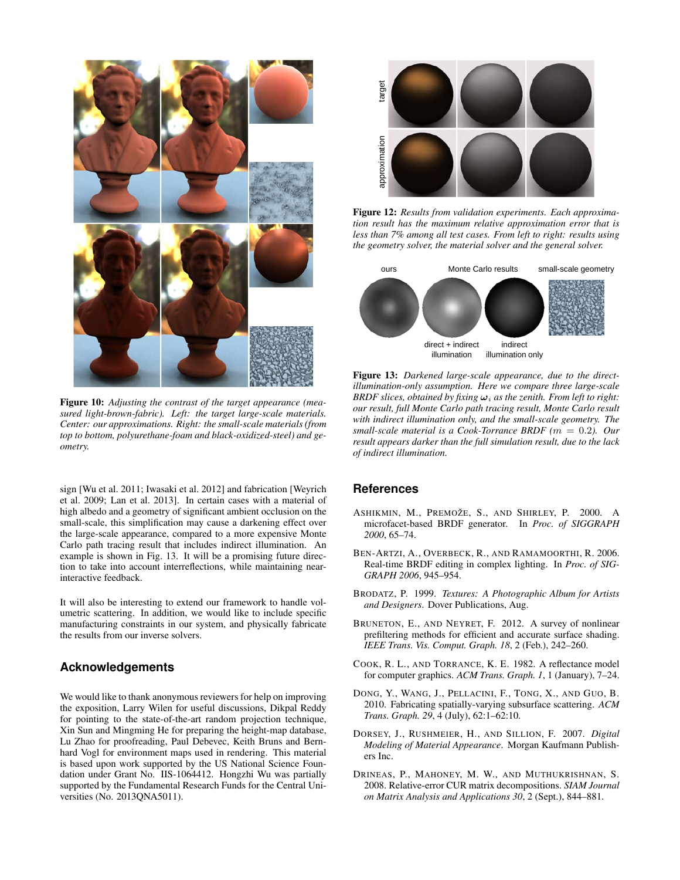Figure 10: *Adjusting the contrast of the target appearance (measured light-brown-fabric). Left: the target large-scale materials. Center: our approximations. Right: the small-scale materials (from top to bottom, polyurethane-foam and black-oxidized-steel) and geometry.*

sign [Wu et al. 2011; Iwasaki et al. 2012] and fabrication [Weyrich et al. 2009; Lan et al. 2013]. In certain cases with a material of high albedo and a geometry of significant ambient occlusion on the small-scale, this simplification may cause a darkening effect over the large-scale appearance, compared to a more expensive Monte Carlo path tracing result that includes indirect illumination. An example is shown in Fig. 13. It will be a promising future direction to take into account interreflections, while maintaining near-interactive feedback.

It will also be interesting to extend our framework to handle volumetric scattering. In addition, we would like to include specific manufacturing constraints in our system, and physically fabricate the results from our inverse solvers.

## Acknowledgements

We would like to thank anonymous reviewers for help on improving the exposition, Larry Wilen for useful discussions, Dikpal Reddy for pointing to the state-of-the-art random projection technique, Xin Sun and Mingming He for preparing the height-map database, Lu Zhao for proofreading, Paul Debevec, Keith Bruns and Bernhard Vogl for environment maps used in rendering. This material is based upon work supported by the US National Science Foundation under Grant No. IIS-1064412. Hongzhi Wu was partially supported by the Fundamental Research Funds for the Central Universities (No. 2013QNA5011).

Figure 12: *Results from validation experiments. Each approximation result has the maximum relative approximation error that is less than 7% among all test cases. From left to right: results using the geometry solver, the material solver and the general solver.*

Figure 13: *Darkened large-scale appearance, due to the direct-illumination-only assumption. Here we compare three large-scale BRDF slices, obtained by fixing $\omega_i$ as the zenith. From left to right: our result, full Monte Carlo path tracing result, Monte Carlo result with indirect illumination only, and the small-scale geometry. The small-scale material is a Cook-Torrance BRDF ($m = 0.2$). Our result appears darker than the full simulation result, due to the lack of indirect illumination.*

## References

Ashikmin, M., Premože, S., and Shirley, P. 2000. A microfacet-based BRDF generator. In *Proc. of SIGGRAPH 2000*, 65–74.

Ben-Artzi, A., Overbeck, R., and Ramamoorthi, R. 2006. Real-time BRDF editing in complex lighting. In *Proc. of SIGGRAPH 2006*, 945–954.

Brodatz, P. 1999. *Textures: A Photographic Album for Artists and Designers*. Dover Publications, Aug.

Bruneton, E., and Neyret, F. 2012. A survey of nonlinear prefiltering methods for efficient and accurate surface shading. *IEEE Trans. Vis. Comput. Graph. 18*, 2 (Feb.), 242–260.

Cook, R. L., and Torrance, K. E. 1982. A reflectance model for computer graphics. *ACM Trans. Graph. 1*, 1 (January), 7–24.

Dong, Y., Wang, J., Pellacini, F., Tong, X., and Guo, B. 2010. Fabricating spatially-varying subsurface scattering. *ACM Trans. Graph. 29*, 4 (July), 62:1–62:10.

Dorsey, J., Rushmeier, H., and Sillion, F. 2007. *Digital Modeling of Material Appearance*. Morgan Kaufmann Publishers Inc.

Drineas, P., Mahoney, M. W., and Muthukrishnan, S. 2008. Relative-error CUR matrix decompositions. *SIAM Journal on Matrix Analysis and Applications 30*, 2 (Sept.), 844–881.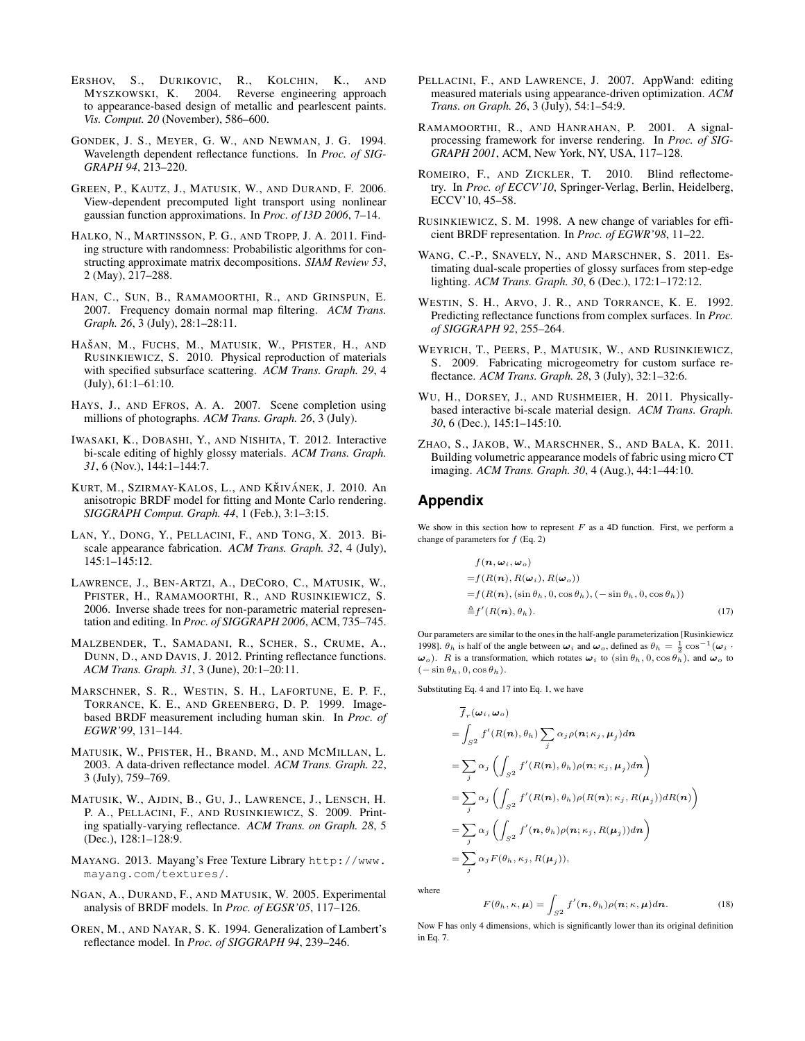ERSHOV, S., DURIKOVIC, R., KOLCHIN, K., AND MYSZKOWSKI, K. 2004. Reverse engineering approach to appearance-based design of metallic and pearlescent paints. *Vis. Comput. 20* (November), 586–600.

GONDEK, J. S., MEYER, G. W., AND NEWMAN, J. G. 1994. Wavelength dependent reflectance functions. In *Proc. of SIGGRAPH 94*, 213–220.

GREEN, P., KAUTZ, J., MATUSIK, W., AND DURAND, F. 2006. View-dependent precomputed light transport using nonlinear gaussian function approximations. In *Proc. of I3D 2006*, 7–14.

HALKO, N., MARTINSSON, P. G., AND TROPP, J. A. 2011. Finding structure with randomness: Probabilistic algorithms for constructing approximate matrix decompositions. *SIAM Review 53*, 2 (May), 217–288.

HAN, C., SUN, B., RAMAMOORTHI, R., AND GRINSPUN, E. 2007. Frequency domain normal map filtering. *ACM Trans. Graph. 26*, 3 (July), 28:1–28:11.

HAŠAN, M., FUCHS, M., MATUSIK, W., PFISTER, H., AND RUSINKIEWICZ, S. 2010. Physical reproduction of materials with specified subsurface scattering. *ACM Trans. Graph. 29*, 4 (July), 61:1–61:10.

HAYS, J., AND EFROS, A. A. 2007. Scene completion using millions of photographs. *ACM Trans. Graph. 26*, 3 (July).

IWASAKI, K., DOBASHI, Y., AND NISHITA, T. 2012. Interactive bi-scale editing of highly glossy materials. *ACM Trans. Graph. 31*, 6 (Nov.), 144:1–144:7.

KURT, M., SZIRMAY-KALOS, L., AND KŘIVÁNEK, J. 2010. An anisotropic BRDF model for fitting and Monte Carlo rendering. *SIGGRAPH Comput. Graph. 44*, 1 (Feb.), 3:1–3:15.

LAN, Y., DONG, Y., PELLACINI, F., AND TONG, X. 2013. Bi-scale appearance fabrication. *ACM Trans. Graph. 32*, 4 (July), 145:1–145:12.

LAWRENCE, J., BEN-ARTZI, A., DECORO, C., MATUSIK, W., PFISTER, H., RAMAMOORTHI, R., AND RUSINKIEWICZ, S. 2006. Inverse shade trees for non-parametric material representation and editing. In *Proc. of SIGGRAPH 2006*, ACM, 735–745.

MALZBENDER, T., SAMADANI, R., SCHER, S., CRUME, A., DUNN, D., AND DAVIS, J. 2012. Printing reflectance functions. *ACM Trans. Graph. 31*, 3 (June), 20:1–20:11.

MARSCHNER, S. R., WESTIN, S. H., LAFORTUNE, E. P. F., TORRANCE, K. E., AND GREENBERG, D. P. 1999. Image-based BRDF measurement including human skin. In *Proc. of EGWR'99*, 131–144.

MATUSIK, W., PFISTER, H., BRAND, M., AND MCMILLAN, L. 2003. A data-driven reflectance model. *ACM Trans. Graph. 22*, 3 (July), 759–769.

MATUSIK, W., AJDIN, B., GU, J., LAWRENCE, J., LENSCH, H. P. A., PELLACINI, F., AND RUSINKIEWICZ, S. 2009. Printing spatially-varying reflectance. *ACM Trans. on Graph. 28*, 5 (Dec.), 128:1–128:9.

MAYANG. 2013. Mayang's Free Texture Library `http://www.mayang.com/textures/`.

NGAN, A., DURAND, F., AND MATUSIK, W. 2005. Experimental analysis of BRDF models. In *Proc. of EGSR'05*, 117–126.

OREN, M., AND NAYAR, S. K. 1994. Generalization of Lambert's reflectance model. In *Proc. of SIGGRAPH 94*, 239–246.

PELLACINI, F., AND LAWRENCE, J. 2007. AppWand: editing measured materials using appearance-driven optimization. *ACM Trans. on Graph. 26*, 3 (July), 54:1–54:9.

RAMAMOORTHI, R., AND HANRAHAN, P. 2001. A signal-processing framework for inverse rendering. In *Proc. of SIGGRAPH 2001*, ACM, New York, NY, USA, 117–128.

ROMEIRO, F., AND ZICKLER, T. 2010. Blind reflectometry. In *Proc. of ECCV'10*, Springer-Verlag, Berlin, Heidelberg, ECCV'10, 45–58.

RUSINKIEWICZ, S. M. 1998. A new change of variables for efficient BRDF representation. In *Proc. of EGWR'98*, 11–22.

WANG, C.-P., SNAVELY, N., AND MARSCHNER, S. 2011. Estimating dual-scale properties of glossy surfaces from step-edge lighting. *ACM Trans. Graph. 30*, 6 (Dec.), 172:1–172:12.

WESTIN, S. H., ARVO, J. R., AND TORRANCE, K. E. 1992. Predicting reflectance functions from complex surfaces. In *Proc. of SIGGRAPH 92*, 255–264.

WEYRICH, T., PEERS, P., MATUSIK, W., AND RUSINKIEWICZ, S. 2009. Fabricating microgeometry for custom surface reflectance. *ACM Trans. Graph. 28*, 3 (July), 32:1–32:6.

WU, H., DORSEY, J., AND RUSHMEIER, H. 2011. Physically-based interactive bi-scale material design. *ACM Trans. Graph. 30*, 6 (Dec.), 145:1–145:10.

ZHAO, S., JAKOB, W., MARSCHNER, S., AND BALA, K. 2011. Building volumetric appearance models of fabric using micro CT imaging. *ACM Trans. Graph. 30*, 4 (Aug.), 44:1–44:10.

# Appendix

We show in this section how to represent $F$ as a 4D function. First, we perform a change of parameters for $f$ (Eq. 2)

$$
\begin{aligned}
&f(\boldsymbol{n}, \boldsymbol{\omega}_i, \boldsymbol{\omega}_o) \\
=&f(R(\boldsymbol{n}), R(\boldsymbol{\omega}_i), R(\boldsymbol{\omega}_o)) \\
=&f(R(\boldsymbol{n}), (\sin\theta_h, 0, \cos\theta_h), (-\sin\theta_h, 0, \cos\theta_h)) \\
\triangleq&f'(R(\boldsymbol{n}), \theta_h).
\end{aligned}
\tag{17}
$$

Our parameters are similar to the ones in the half-angle parameterization [Rusinkiewicz 1998]. $\theta_h$ is half of the angle between $\boldsymbol{\omega}_i$ and $\boldsymbol{\omega}_o$, defined as $\theta_h = \frac{1}{2}\cos^{-1}(\boldsymbol{\omega}_i \cdot \boldsymbol{\omega}_o)$. $R$ is a transformation, which rotates $\boldsymbol{\omega}_i$ to $(\sin\theta_h, 0, \cos\theta_h)$, and $\boldsymbol{\omega}_o$ to $(-\sin\theta_h, 0, \cos\theta_h)$.

Substituting Eq. 4 and 17 into Eq. 1, we have

$$
\begin{aligned}
&\overline{f}_r(\boldsymbol{\omega}_i, \boldsymbol{\omega}_o) \\
=&\int_{S^2} f'(R(\boldsymbol{n}), \theta_h) \sum_j \alpha_j \rho(\boldsymbol{n}; \kappa_j, \boldsymbol{\mu}_j) d\boldsymbol{n} \\
=&\sum_j \alpha_j \left( \int_{S^2} f'(R(\boldsymbol{n}), \theta_h) \rho(\boldsymbol{n}; \kappa_j, \boldsymbol{\mu}_j) d\boldsymbol{n} \right) \\
=&\sum_j \alpha_j \left( \int_{S^2} f'(R(\boldsymbol{n}), \theta_h) \rho(R(\boldsymbol{n}); \kappa_j, R(\boldsymbol{\mu}_j)) dR(\boldsymbol{n}) \right) \\
=&\sum_j \alpha_j \left( \int_{S^2} f'(\boldsymbol{n}, \theta_h) \rho(\boldsymbol{n}; \kappa_j, R(\boldsymbol{\mu}_j)) d\boldsymbol{n} \right) \\
=&\sum_j \alpha_j F(\theta_h, \kappa_j, R(\boldsymbol{\mu}_j)),
\end{aligned}
$$

where

$$
F(\theta_h, \kappa, \boldsymbol{\mu}) = \int_{S^2} f'(\boldsymbol{n}, \theta_h) \rho(\boldsymbol{n}; \kappa, \boldsymbol{\mu}) d\boldsymbol{n}. \tag{18}
$$

Now F has only 4 dimensions, which is significantly lower than its original definition in Eq. 7.